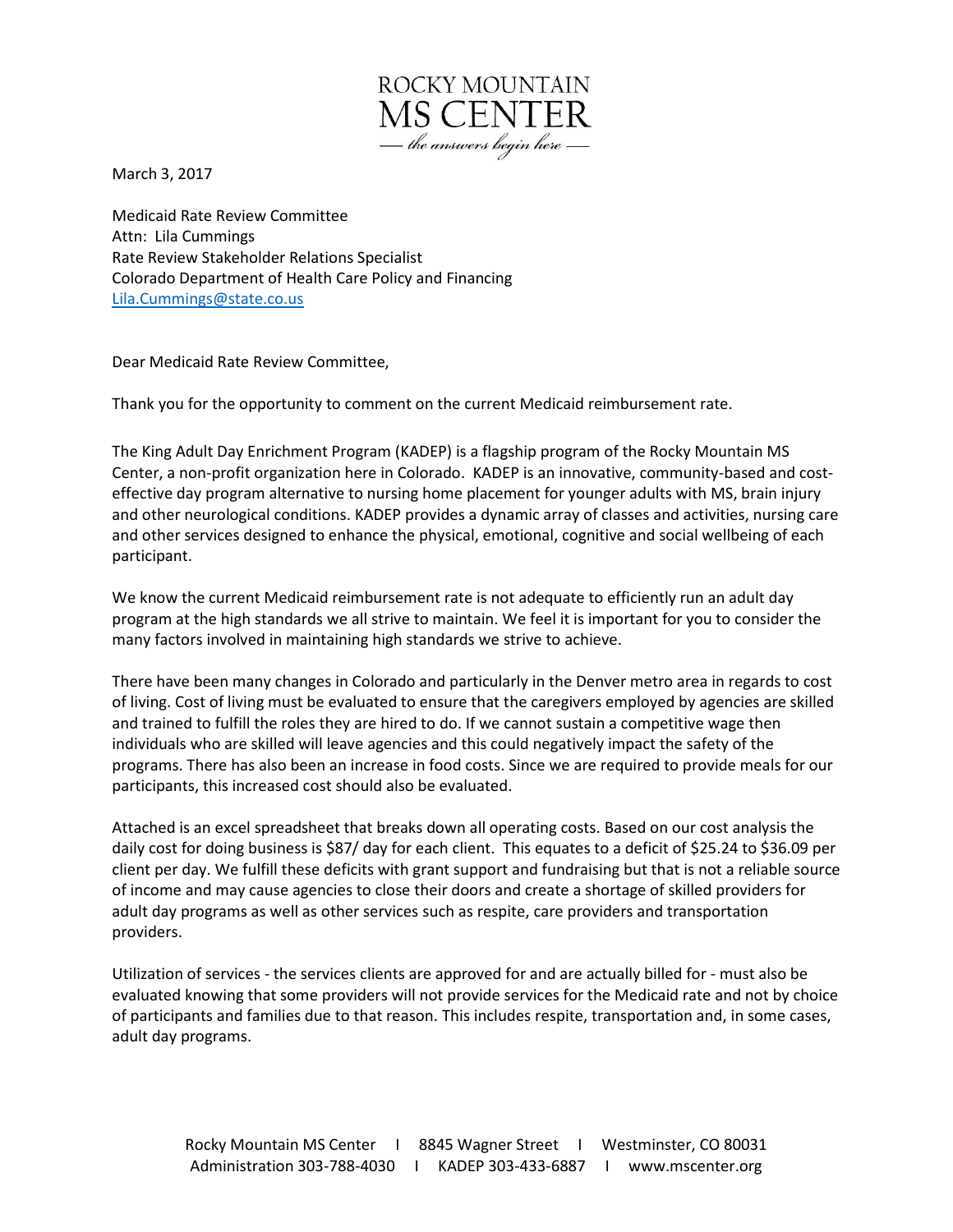ROCKY MOUNTAIN
MS CENTER
— *the answers begin here* —

March 3, 2017

Medicaid Rate Review Committee
Attn: Lila Cummings
Rate Review Stakeholder Relations Specialist
Colorado Department of Health Care Policy and Financing
Lila.Cummings@state.co.us

Dear Medicaid Rate Review Committee,

Thank you for the opportunity to comment on the current Medicaid reimbursement rate.

The King Adult Day Enrichment Program (KADEP) is a flagship program of the Rocky Mountain MS Center, a non-profit organization here in Colorado. KADEP is an innovative, community-based and cost-effective day program alternative to nursing home placement for younger adults with MS, brain injury and other neurological conditions. KADEP provides a dynamic array of classes and activities, nursing care and other services designed to enhance the physical, emotional, cognitive and social wellbeing of each participant.

We know the current Medicaid reimbursement rate is not adequate to efficiently run an adult day program at the high standards we all strive to maintain. We feel it is important for you to consider the many factors involved in maintaining high standards we strive to achieve.

There have been many changes in Colorado and particularly in the Denver metro area in regards to cost of living. Cost of living must be evaluated to ensure that the caregivers employed by agencies are skilled and trained to fulfill the roles they are hired to do. If we cannot sustain a competitive wage then individuals who are skilled will leave agencies and this could negatively impact the safety of the programs. There has also been an increase in food costs. Since we are required to provide meals for our participants, this increased cost should also be evaluated.

Attached is an excel spreadsheet that breaks down all operating costs. Based on our cost analysis the daily cost for doing business is $87/ day for each client. This equates to a deficit of $25.24 to $36.09 per client per day. We fulfill these deficits with grant support and fundraising but that is not a reliable source of income and may cause agencies to close their doors and create a shortage of skilled providers for adult day programs as well as other services such as respite, care providers and transportation providers.

Utilization of services - the services clients are approved for and are actually billed for - must also be evaluated knowing that some providers will not provide services for the Medicaid rate and not by choice of participants and families due to that reason. This includes respite, transportation and, in some cases, adult day programs.

Rocky Mountain MS Center I 8845 Wagner Street I Westminster, CO 80031
Administration 303-788-4030 I KADEP 303-433-6887 I www.mscenter.org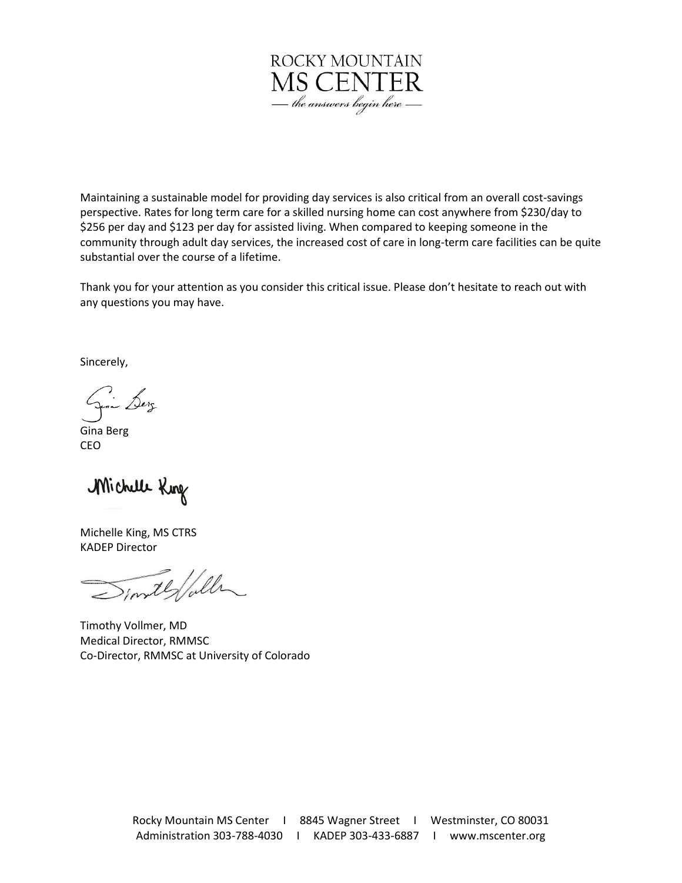ROCKY MOUNTAIN
MS CENTER
— *the answers begin here* —

Maintaining a sustainable model for providing day services is also critical from an overall cost-savings perspective. Rates for long term care for a skilled nursing home can cost anywhere from $230/day to $256 per day and $123 per day for assisted living. When compared to keeping someone in the community through adult day services, the increased cost of care in long-term care facilities can be quite substantial over the course of a lifetime.

Thank you for your attention as you consider this critical issue. Please don't hesitate to reach out with any questions you may have.

Sincerely,

Gina Berg
CEO

Michelle King, MS CTRS
KADEP Director

Timothy Vollmer, MD
Medical Director, RMMSC
Co-Director, RMMSC at University of Colorado

Rocky Mountain MS Center I 8845 Wagner Street I Westminster, CO 80031
Administration 303-788-4030 I KADEP 303-433-6887 I www.mscenter.org